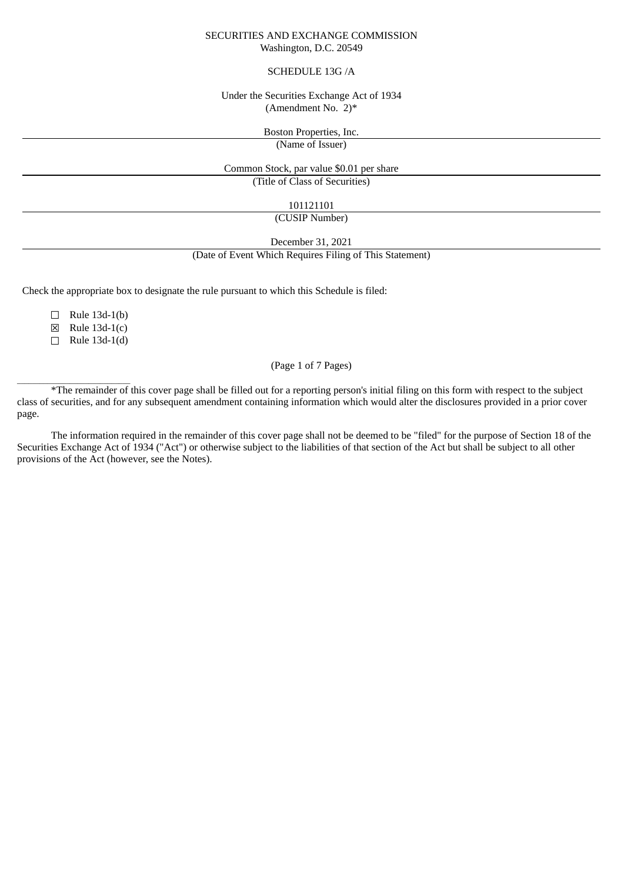SECURITIES AND EXCHANGE COMMISSION
Washington, D.C. 20549

SCHEDULE 13G /A

Under the Securities Exchange Act of 1934
(Amendment No. 2)*

Boston Properties, Inc.

(Name of Issuer)

Common Stock, par value $0.01 per share

(Title of Class of Securities)

101121101

(CUSIP Number)

December 31, 2021

(Date of Event Which Requires Filing of This Statement)

Check the appropriate box to designate the rule pursuant to which this Schedule is filed:

☐ Rule 13d-1(b)
☒ Rule 13d-1(c)
☐ Rule 13d-1(d)

(Page 1 of 7 Pages)

---

*The remainder of this cover page shall be filled out for a reporting person's initial filing on this form with respect to the subject class of securities, and for any subsequent amendment containing information which would alter the disclosures provided in a prior cover page.

The information required in the remainder of this cover page shall not be deemed to be "filed" for the purpose of Section 18 of the Securities Exchange Act of 1934 ("Act") or otherwise subject to the liabilities of that section of the Act but shall be subject to all other provisions of the Act (however, see the Notes).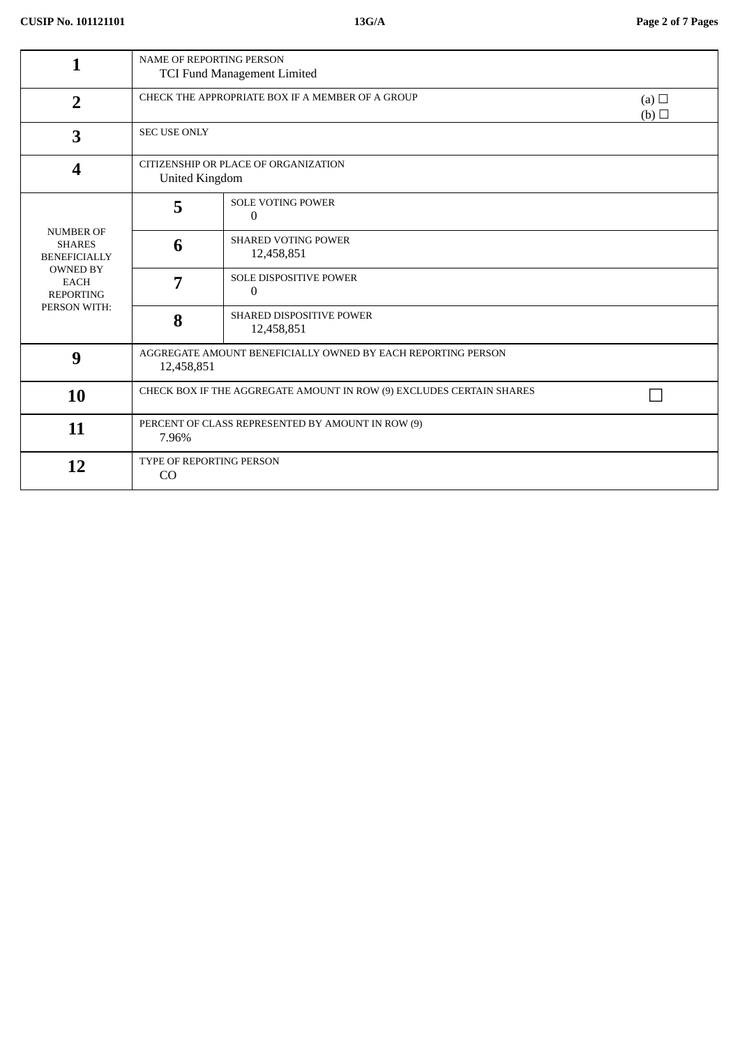| | | | |
|---|---|---|---|
| **1** | NAME OF REPORTING PERSON<br>TCI Fund Management Limited | | |
| **2** | CHECK THE APPROPRIATE BOX IF A MEMBER OF A GROUP | | (a) ☐<br>(b) ☐ |
| **3** | SEC USE ONLY | | |
| **4** | CITIZENSHIP OR PLACE OF ORGANIZATION<br>United Kingdom | | |
| NUMBER OF SHARES BENEFICIALLY OWNED BY EACH REPORTING PERSON WITH: | **5** | SOLE VOTING POWER<br>0 | |
| | **6** | SHARED VOTING POWER<br>12,458,851 | |
| | **7** | SOLE DISPOSITIVE POWER<br>0 | |
| | **8** | SHARED DISPOSITIVE POWER<br>12,458,851 | |
| **9** | AGGREGATE AMOUNT BENEFICIALLY OWNED BY EACH REPORTING PERSON<br>12,458,851 | | |
| **10** | CHECK BOX IF THE AGGREGATE AMOUNT IN ROW (9) EXCLUDES CERTAIN SHARES | | ☐ |
| **11** | PERCENT OF CLASS REPRESENTED BY AMOUNT IN ROW (9)<br>7.96% | | |
| **12** | TYPE OF REPORTING PERSON<br>CO | | |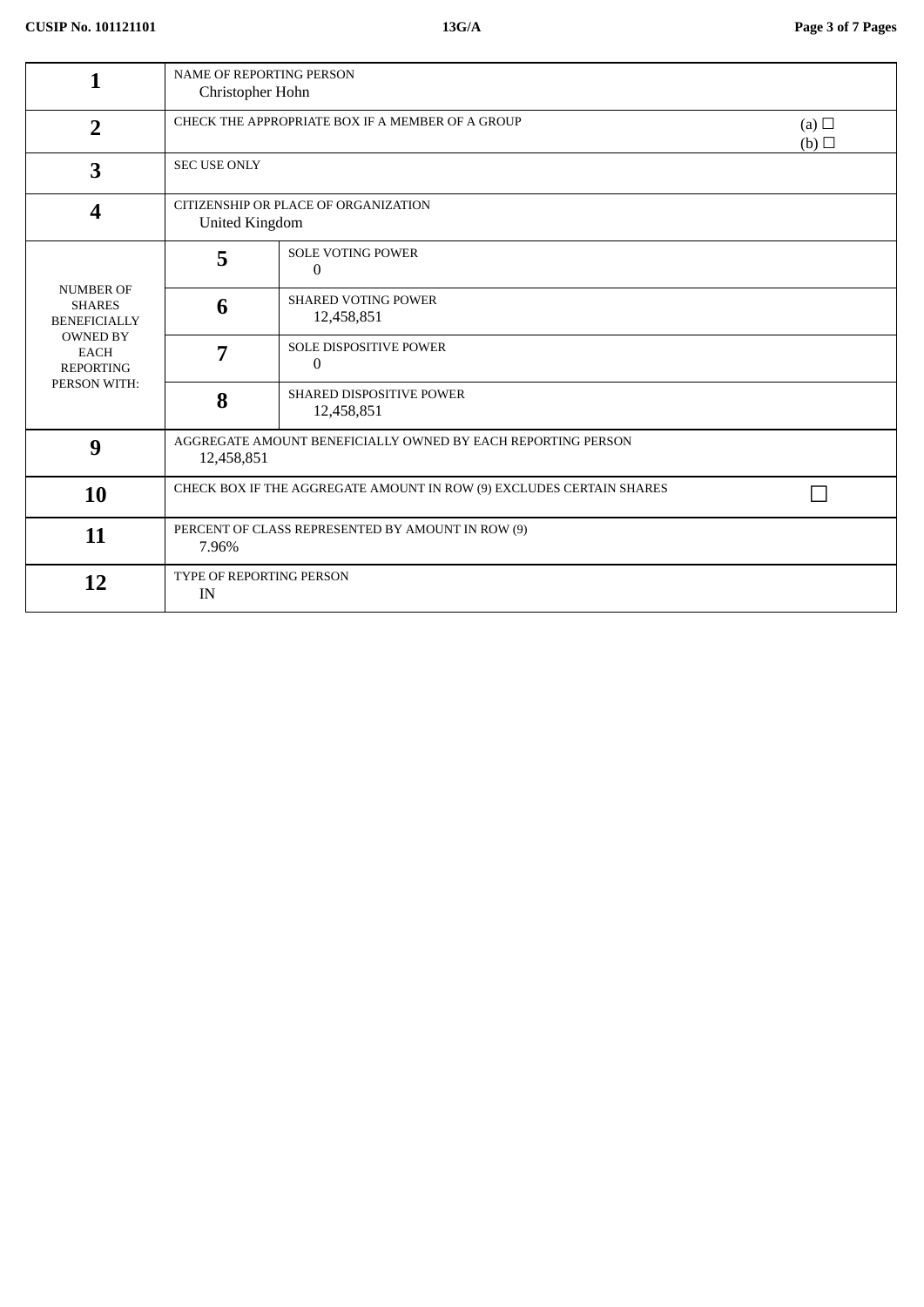| | | | |
|---|---|---|---|
| **1** | NAME OF REPORTING PERSON<br>Christopher Hohn | | |
| **2** | CHECK THE APPROPRIATE BOX IF A MEMBER OF A GROUP | | (a) ☐<br>(b) ☐ |
| **3** | SEC USE ONLY | | |
| **4** | CITIZENSHIP OR PLACE OF ORGANIZATION<br>United Kingdom | | |
| NUMBER OF SHARES BENEFICIALLY OWNED BY EACH REPORTING PERSON WITH: | **5** | SOLE VOTING POWER<br>0 | |
| | **6** | SHARED VOTING POWER<br>12,458,851 | |
| | **7** | SOLE DISPOSITIVE POWER<br>0 | |
| | **8** | SHARED DISPOSITIVE POWER<br>12,458,851 | |
| **9** | AGGREGATE AMOUNT BENEFICIALLY OWNED BY EACH REPORTING PERSON<br>12,458,851 | | |
| **10** | CHECK BOX IF THE AGGREGATE AMOUNT IN ROW (9) EXCLUDES CERTAIN SHARES | | ☐ |
| **11** | PERCENT OF CLASS REPRESENTED BY AMOUNT IN ROW (9)<br>7.96% | | |
| **12** | TYPE OF REPORTING PERSON<br>IN | | |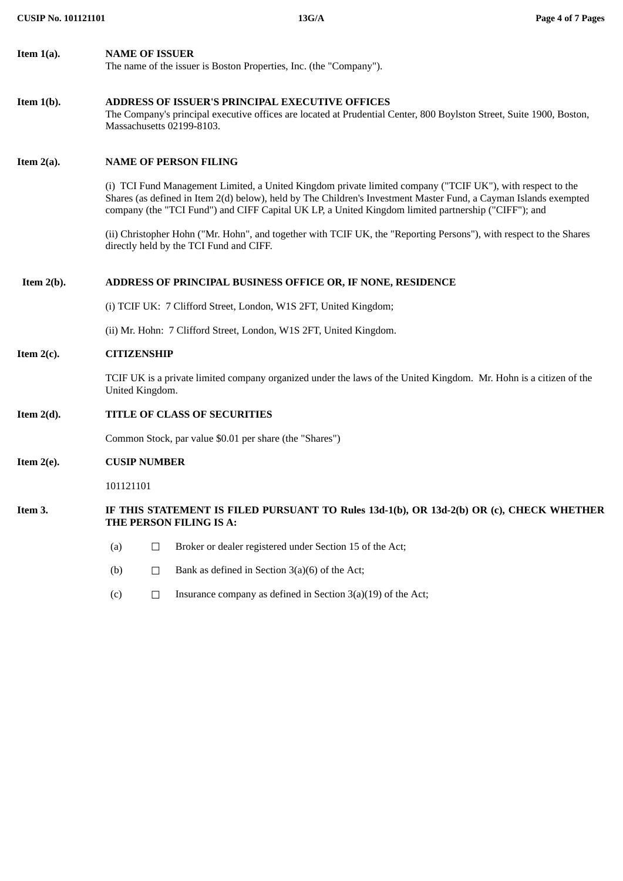**Item 1(a).** **NAME OF ISSUER**

The name of the issuer is Boston Properties, Inc. (the "Company").

**Item 1(b).** **ADDRESS OF ISSUER'S PRINCIPAL EXECUTIVE OFFICES**

The Company's principal executive offices are located at Prudential Center, 800 Boylston Street, Suite 1900, Boston, Massachusetts 02199-8103.

**Item 2(a).** **NAME OF PERSON FILING**

(i) TCI Fund Management Limited, a United Kingdom private limited company ("TCIF UK"), with respect to the Shares (as defined in Item 2(d) below), held by The Children's Investment Master Fund, a Cayman Islands exempted company (the "TCI Fund") and CIFF Capital UK LP, a United Kingdom limited partnership ("CIFF"); and

(ii) Christopher Hohn ("Mr. Hohn", and together with TCIF UK, the "Reporting Persons"), with respect to the Shares directly held by the TCI Fund and CIFF.

**Item 2(b).** **ADDRESS OF PRINCIPAL BUSINESS OFFICE OR, IF NONE, RESIDENCE**

(i) TCIF UK: 7 Clifford Street, London, W1S 2FT, United Kingdom;

(ii) Mr. Hohn: 7 Clifford Street, London, W1S 2FT, United Kingdom.

**Item 2(c).** **CITIZENSHIP**

TCIF UK is a private limited company organized under the laws of the United Kingdom. Mr. Hohn is a citizen of the United Kingdom.

**Item 2(d).** **TITLE OF CLASS OF SECURITIES**

Common Stock, par value $0.01 per share (the "Shares")

**Item 2(e).** **CUSIP NUMBER**

101121101

**Item 3.** **IF THIS STATEMENT IS FILED PURSUANT TO Rules 13d-1(b), OR 13d-2(b) OR (c), CHECK WHETHER THE PERSON FILING IS A:**

(a) ☐ Broker or dealer registered under Section 15 of the Act;

(b) ☐ Bank as defined in Section 3(a)(6) of the Act;

(c) ☐ Insurance company as defined in Section 3(a)(19) of the Act;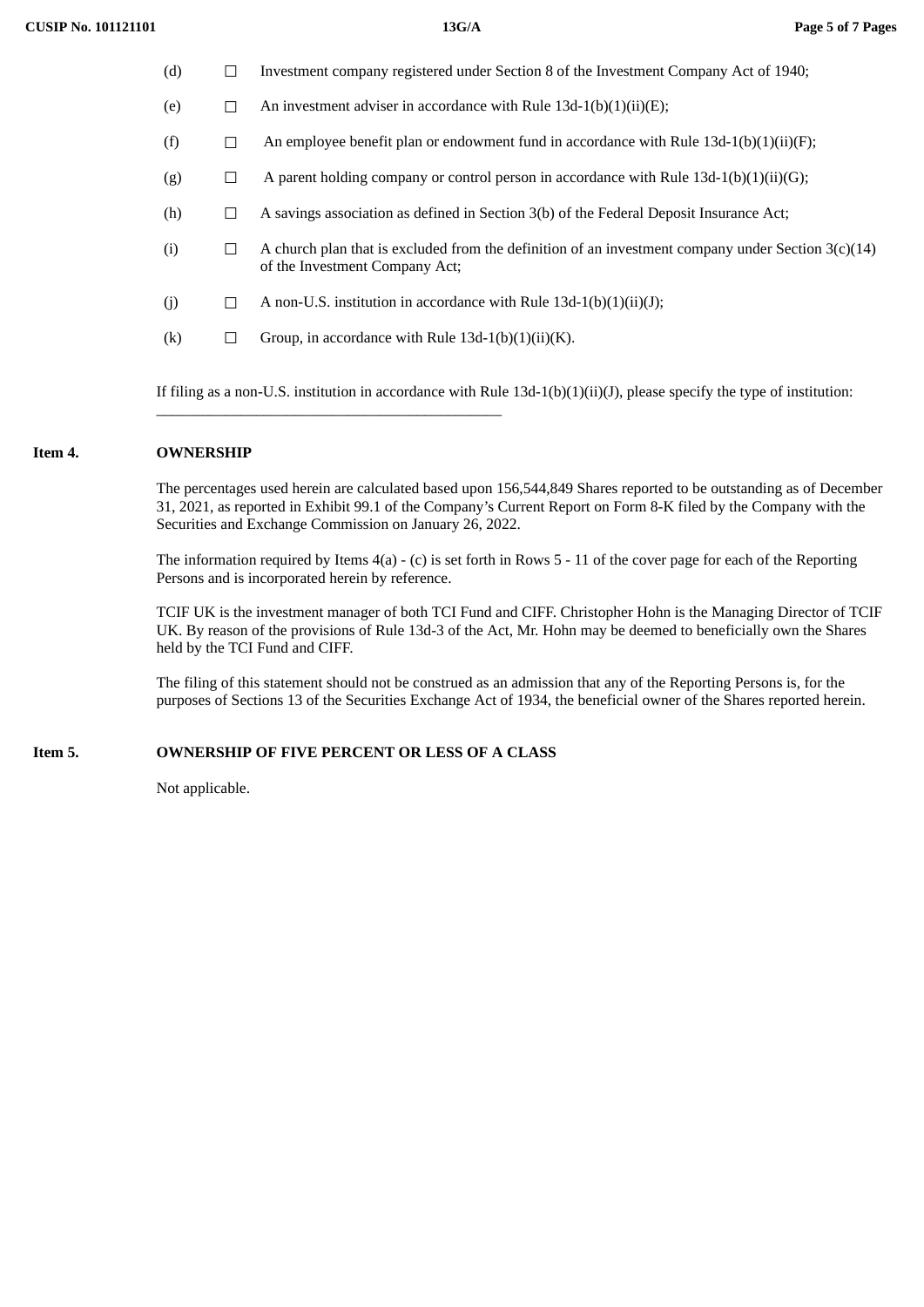(d) ☐ Investment company registered under Section 8 of the Investment Company Act of 1940;

(e) ☐ An investment adviser in accordance with Rule 13d-1(b)(1)(ii)(E);

(f) ☐ An employee benefit plan or endowment fund in accordance with Rule 13d-1(b)(1)(ii)(F);

(g) ☐ A parent holding company or control person in accordance with Rule 13d-1(b)(1)(ii)(G);

(h) ☐ A savings association as defined in Section 3(b) of the Federal Deposit Insurance Act;

(i) ☐ A church plan that is excluded from the definition of an investment company under Section 3(c)(14) of the Investment Company Act;

(j) ☐ A non-U.S. institution in accordance with Rule 13d-1(b)(1)(ii)(J);

(k) ☐ Group, in accordance with Rule 13d-1(b)(1)(ii)(K).

If filing as a non-U.S. institution in accordance with Rule 13d-1(b)(1)(ii)(J), please specify the type of institution: ____________________________________________

**Item 4. OWNERSHIP**

The percentages used herein are calculated based upon 156,544,849 Shares reported to be outstanding as of December 31, 2021, as reported in Exhibit 99.1 of the Company's Current Report on Form 8-K filed by the Company with the Securities and Exchange Commission on January 26, 2022.

The information required by Items 4(a) - (c) is set forth in Rows 5 - 11 of the cover page for each of the Reporting Persons and is incorporated herein by reference.

TCIF UK is the investment manager of both TCI Fund and CIFF. Christopher Hohn is the Managing Director of TCIF UK. By reason of the provisions of Rule 13d-3 of the Act, Mr. Hohn may be deemed to beneficially own the Shares held by the TCI Fund and CIFF.

The filing of this statement should not be construed as an admission that any of the Reporting Persons is, for the purposes of Sections 13 of the Securities Exchange Act of 1934, the beneficial owner of the Shares reported herein.

**Item 5. OWNERSHIP OF FIVE PERCENT OR LESS OF A CLASS**

Not applicable.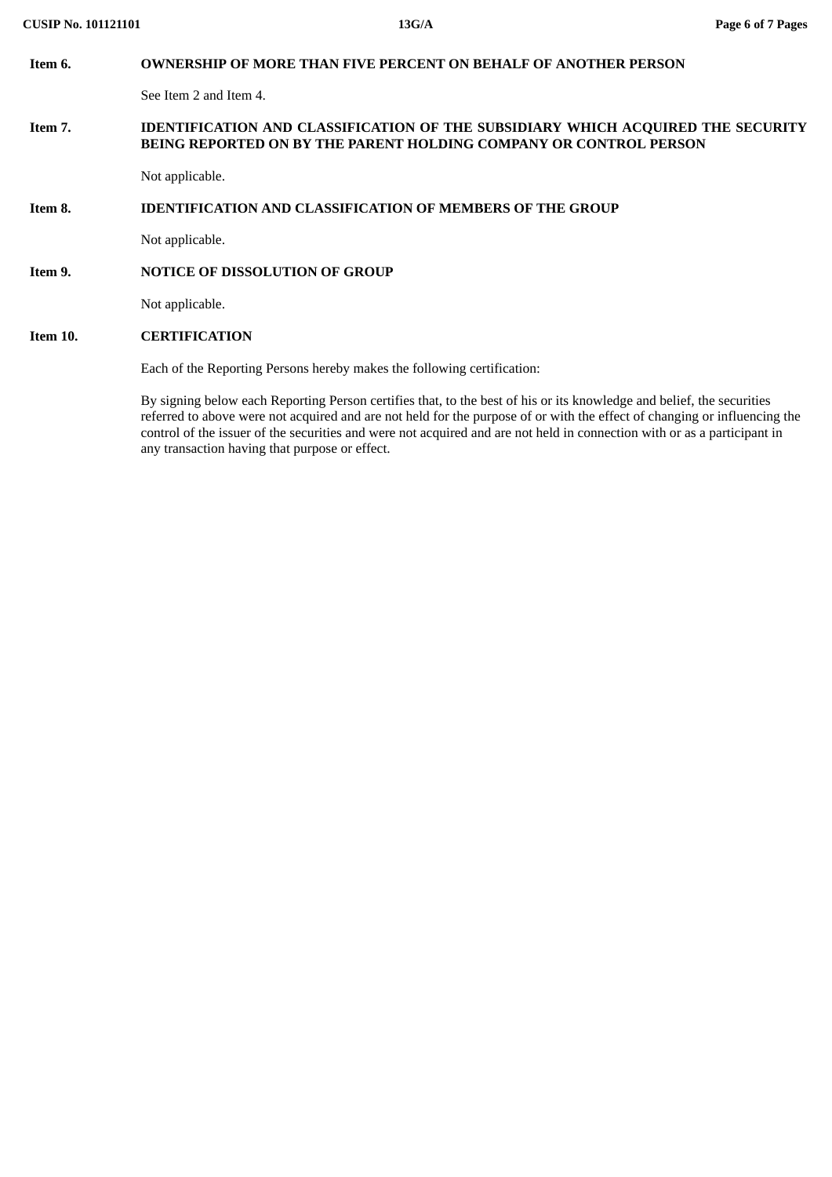**Item 6. OWNERSHIP OF MORE THAN FIVE PERCENT ON BEHALF OF ANOTHER PERSON**

See Item 2 and Item 4.

**Item 7. IDENTIFICATION AND CLASSIFICATION OF THE SUBSIDIARY WHICH ACQUIRED THE SECURITY BEING REPORTED ON BY THE PARENT HOLDING COMPANY OR CONTROL PERSON**

Not applicable.

**Item 8. IDENTIFICATION AND CLASSIFICATION OF MEMBERS OF THE GROUP**

Not applicable.

**Item 9. NOTICE OF DISSOLUTION OF GROUP**

Not applicable.

**Item 10. CERTIFICATION**

Each of the Reporting Persons hereby makes the following certification:

By signing below each Reporting Person certifies that, to the best of his or its knowledge and belief, the securities referred to above were not acquired and are not held for the purpose of or with the effect of changing or influencing the control of the issuer of the securities and were not acquired and are not held in connection with or as a participant in any transaction having that purpose or effect.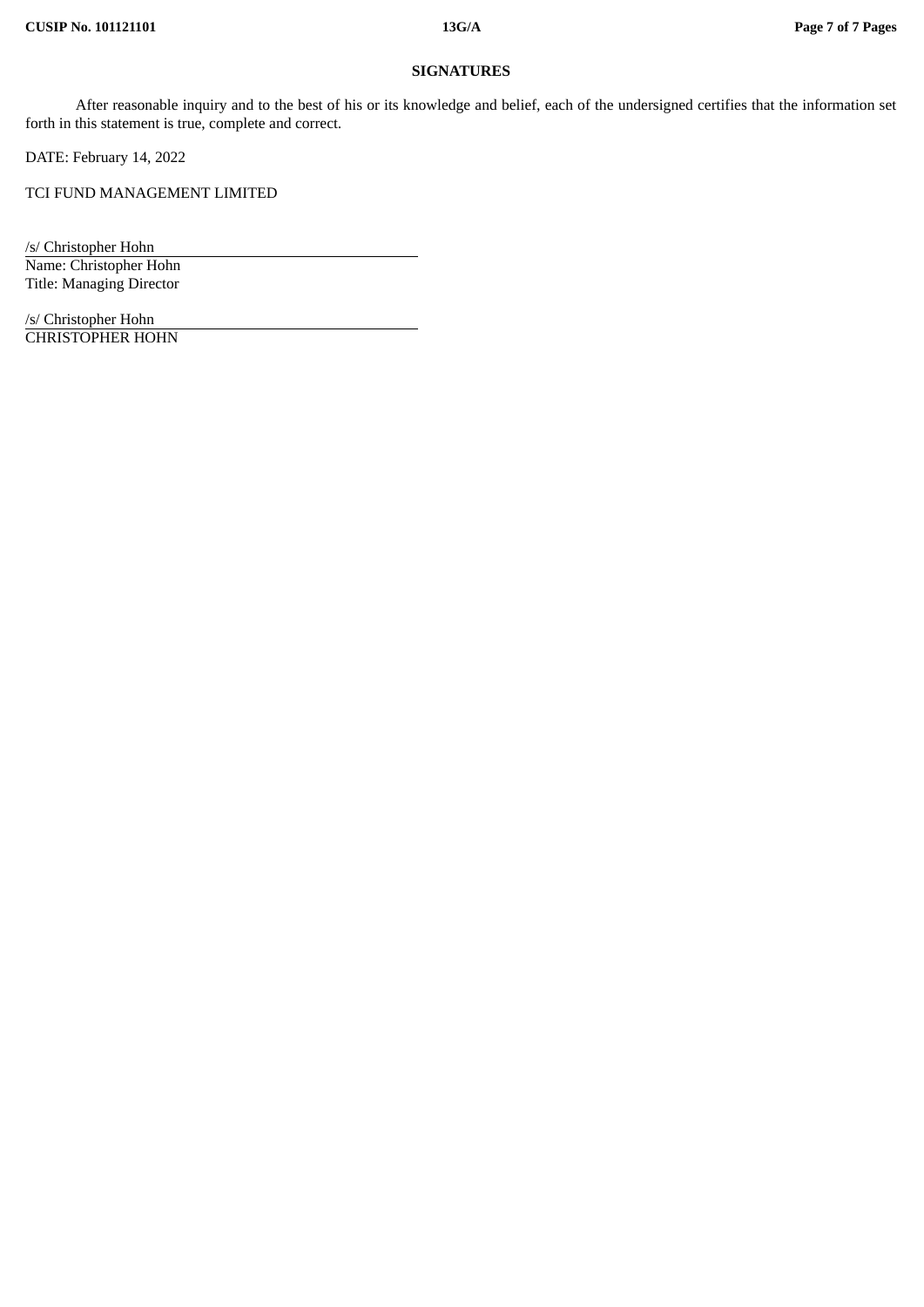## SIGNATURES

After reasonable inquiry and to the best of his or its knowledge and belief, each of the undersigned certifies that the information set forth in this statement is true, complete and correct.

DATE: February 14, 2022

TCI FUND MANAGEMENT LIMITED

/s/ Christopher Hohn
Name: Christopher Hohn
Title: Managing Director

/s/ Christopher Hohn
CHRISTOPHER HOHN